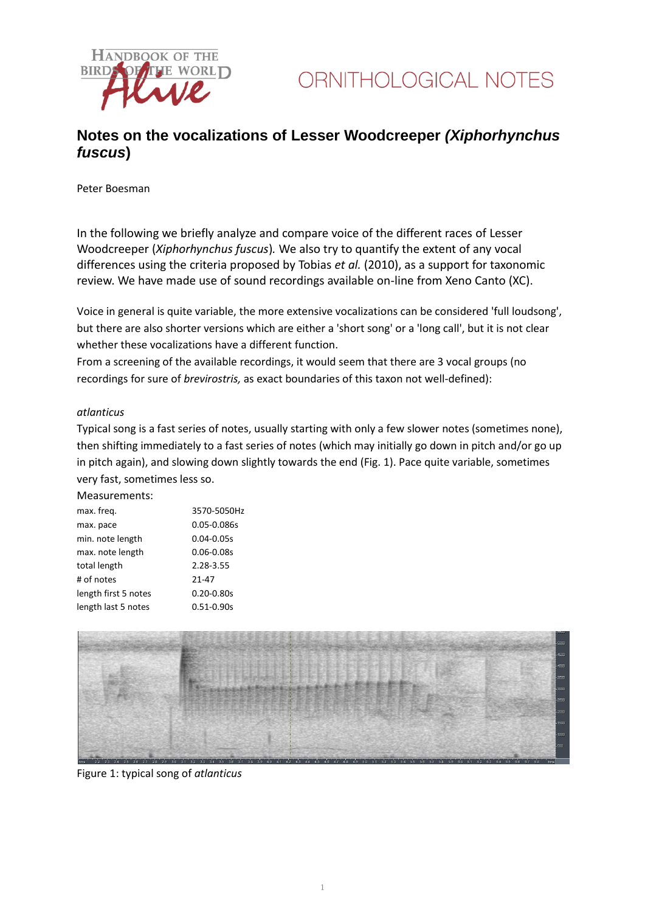# ORNITHOLOGICAL NOTES

## Notes on the vocalizations of Lesser Woodcreeper *(Xiphorhynchus fuscus)*

Peter Boesman

In the following we briefly analyze and compare voice of the different races of Lesser Woodcreeper (*Xiphorhynchus fuscus*). We also try to quantify the extent of any vocal differences using the criteria proposed by Tobias *et al.* (2010), as a support for taxonomic review. We have made use of sound recordings available on-line from Xeno Canto (XC).

Voice in general is quite variable, the more extensive vocalizations can be considered 'full loudsong', but there are also shorter versions which are either a 'short song' or a 'long call', but it is not clear whether these vocalizations have a different function.

From a screening of the available recordings, it would seem that there are 3 vocal groups (no recordings for sure of *brevirostris,* as exact boundaries of this taxon not well-defined):

*atlanticus*

Typical song is a fast series of notes, usually starting with only a few slower notes (sometimes none), then shifting immediately to a fast series of notes (which may initially go down in pitch and/or go up in pitch again), and slowing down slightly towards the end (Fig. 1). Pace quite variable, sometimes very fast, sometimes less so.

Measurements:

| | |
|---|---|
| max. freq. | 3570-5050Hz |
| max. pace | 0.05-0.086s |
| min. note length | 0.04-0.05s |
| max. note length | 0.06-0.08s |
| total length | 2.28-3.55 |
| # of notes | 21-47 |
| length first 5 notes | 0.20-0.80s |
| length last 5 notes | 0.51-0.90s |

Figure 1: typical song of *atlanticus*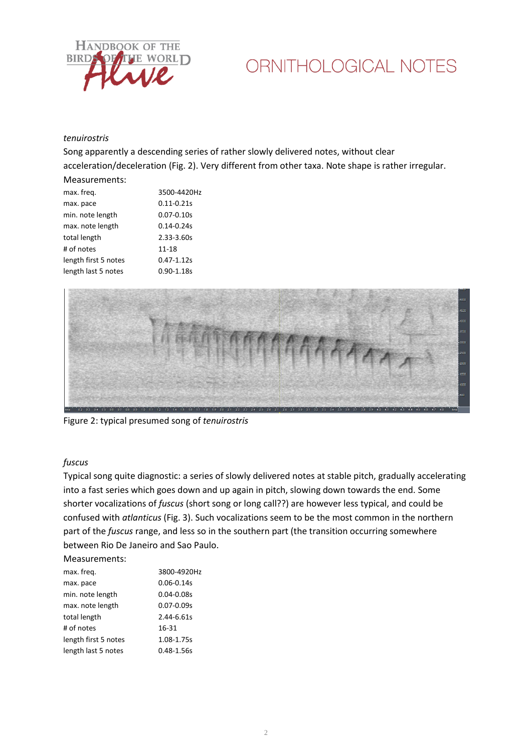*tenuirostris*

Song apparently a descending series of rather slowly delivered notes, without clear acceleration/deceleration (Fig. 2). Very different from other taxa. Note shape is rather irregular.

Measurements:

| | |
|---|---|
| max. freq. | 3500-4420Hz |
| max. pace | 0.11-0.21s |
| min. note length | 0.07-0.10s |
| max. note length | 0.14-0.24s |
| total length | 2.33-3.60s |
| # of notes | 11-18 |
| length first 5 notes | 0.47-1.12s |
| length last 5 notes | 0.90-1.18s |

Figure 2: typical presumed song of *tenuirostris*

*fuscus*

Typical song quite diagnostic: a series of slowly delivered notes at stable pitch, gradually accelerating into a fast series which goes down and up again in pitch, slowing down towards the end. Some shorter vocalizations of *fuscus* (short song or long call??) are however less typical, and could be confused with *atlanticus* (Fig. 3). Such vocalizations seem to be the most common in the northern part of the *fuscus* range, and less so in the southern part (the transition occurring somewhere between Rio De Janeiro and Sao Paulo.

Measurements:

| | |
|---|---|
| max. freq. | 3800-4920Hz |
| max. pace | 0.06-0.14s |
| min. note length | 0.04-0.08s |
| max. note length | 0.07-0.09s |
| total length | 2.44-6.61s |
| # of notes | 16-31 |
| length first 5 notes | 1.08-1.75s |
| length last 5 notes | 0.48-1.56s |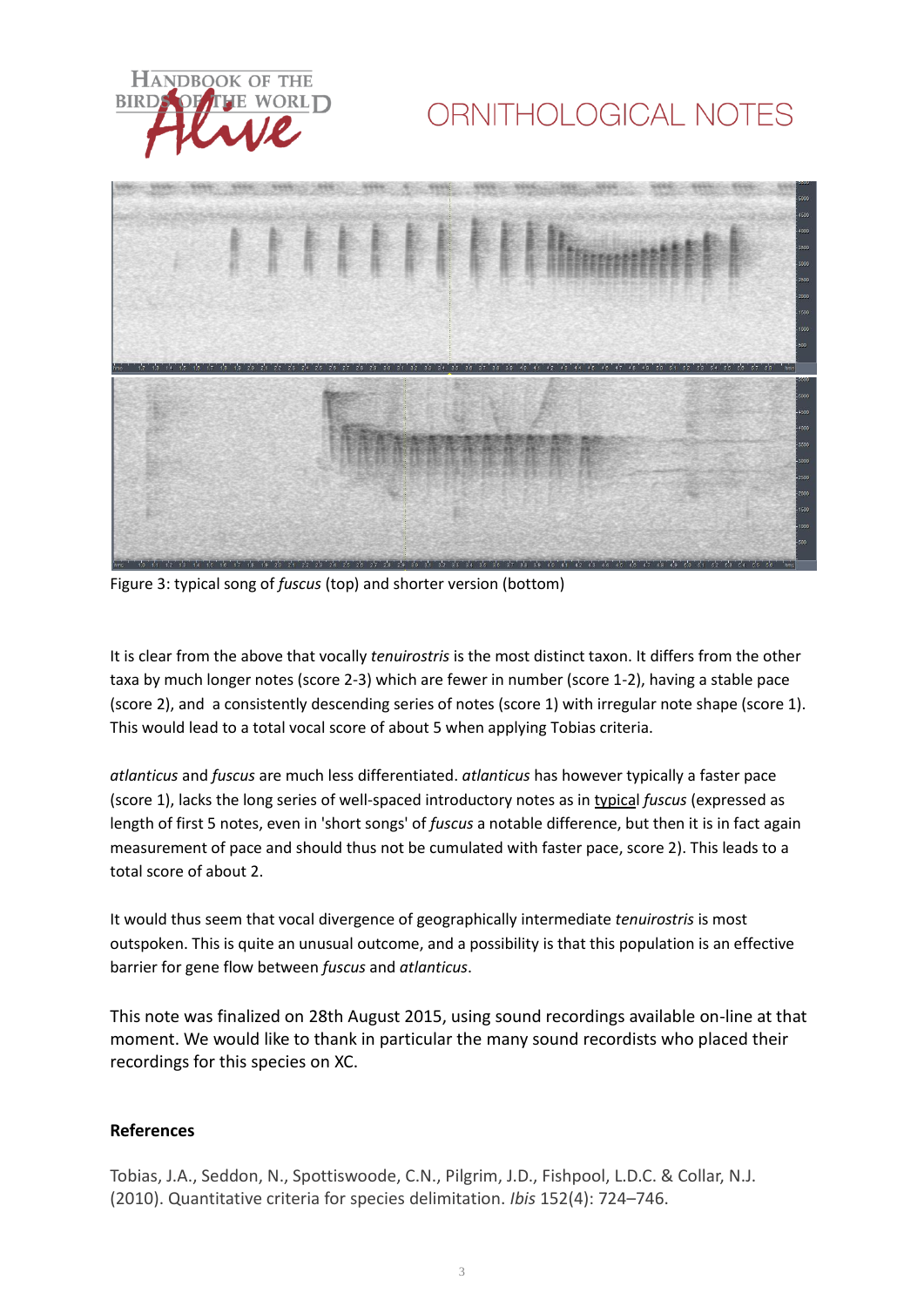Figure 3: typical song of *fuscus* (top) and shorter version (bottom)

It is clear from the above that vocally *tenuirostris* is the most distinct taxon. It differs from the other taxa by much longer notes (score 2-3) which are fewer in number (score 1-2), having a stable pace (score 2), and a consistently descending series of notes (score 1) with irregular note shape (score 1). This would lead to a total vocal score of about 5 when applying Tobias criteria.

*atlanticus* and *fuscus* are much less differentiated. *atlanticus* has however typically a faster pace (score 1), lacks the long series of well-spaced introductory notes as in typical *fuscus* (expressed as length of first 5 notes, even in 'short songs' of *fuscus* a notable difference, but then it is in fact again measurement of pace and should thus not be cumulated with faster pace, score 2). This leads to a total score of about 2.

It would thus seem that vocal divergence of geographically intermediate *tenuirostris* is most outspoken. This is quite an unusual outcome, and a possibility is that this population is an effective barrier for gene flow between *fuscus* and *atlanticus*.

This note was finalized on 28th August 2015, using sound recordings available on-line at that moment. We would like to thank in particular the many sound recordists who placed their recordings for this species on XC.

**References**

Tobias, J.A., Seddon, N., Spottiswoode, C.N., Pilgrim, J.D., Fishpool, L.D.C. & Collar, N.J. (2010). Quantitative criteria for species delimitation. *Ibis* 152(4): 724–746.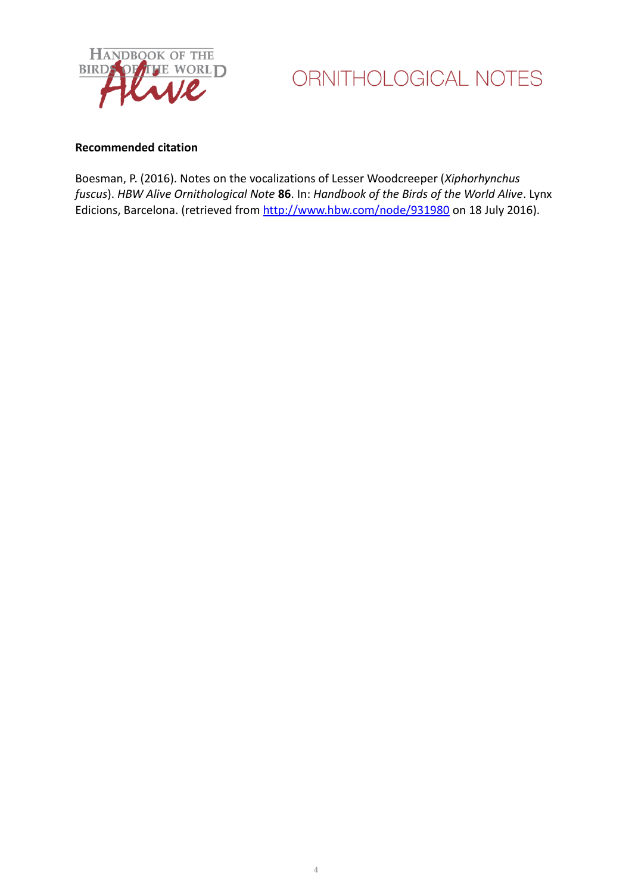**Recommended citation**

Boesman, P. (2016). Notes on the vocalizations of Lesser Woodcreeper (*Xiphorhynchus fuscus*). *HBW Alive Ornithological Note* **86**. In: *Handbook of the Birds of the World Alive*. Lynx Edicions, Barcelona. (retrieved from http://www.hbw.com/node/931980 on 18 July 2016).